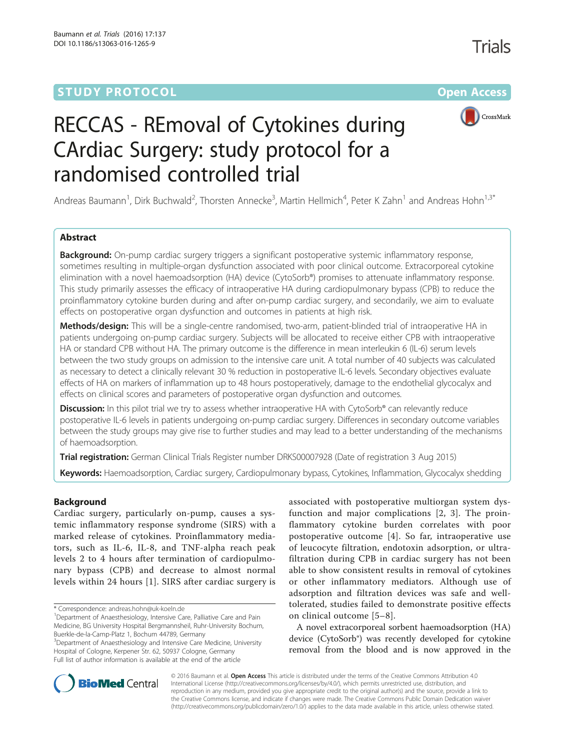STUDY PROTOCOL Open Access

# RECCAS - REmoval of Cytokines during CArdiac Surgery: study protocol for a randomised controlled trial

Andreas Baumann[1], Dirk Buchwald[2], Thorsten Annecke[3], Martin Hellmich[4], Peter K Zahn[1] and Andreas Hohn[1,3*]

## Abstract

**Background:** On-pump cardiac surgery triggers a significant postoperative systemic inflammatory response, sometimes resulting in multiple-organ dysfunction associated with poor clinical outcome. Extracorporeal cytokine elimination with a novel haemoadsorption (HA) device (CytoSorb®) promises to attenuate inflammatory response. This study primarily assesses the efficacy of intraoperative HA during cardiopulmonary bypass (CPB) to reduce the proinflammatory cytokine burden during and after on-pump cardiac surgery, and secondarily, we aim to evaluate effects on postoperative organ dysfunction and outcomes in patients at high risk.

**Methods/design:** This will be a single-centre randomised, two-arm, patient-blinded trial of intraoperative HA in patients undergoing on-pump cardiac surgery. Subjects will be allocated to receive either CPB with intraoperative HA or standard CPB without HA. The primary outcome is the difference in mean interleukin 6 (IL-6) serum levels between the two study groups on admission to the intensive care unit. A total number of 40 subjects was calculated as necessary to detect a clinically relevant 30 % reduction in postoperative IL-6 levels. Secondary objectives evaluate effects of HA on markers of inflammation up to 48 hours postoperatively, damage to the endothelial glycocalyx and effects on clinical scores and parameters of postoperative organ dysfunction and outcomes.

**Discussion:** In this pilot trial we try to assess whether intraoperative HA with CytoSorb® can relevantly reduce postoperative IL-6 levels in patients undergoing on-pump cardiac surgery. Differences in secondary outcome variables between the study groups may give rise to further studies and may lead to a better understanding of the mechanisms of haemoadsorption.

**Trial registration:** German Clinical Trials Register number DRKS00007928 (Date of registration 3 Aug 2015)

**Keywords:** Haemoadsorption, Cardiac surgery, Cardiopulmonary bypass, Cytokines, Inflammation, Glycocalyx shedding

## Background

Cardiac surgery, particularly on-pump, causes a systemic inflammatory response syndrome (SIRS) with a marked release of cytokines. Proinflammatory mediators, such as IL-6, IL-8, and TNF-alpha reach peak levels 2 to 4 hours after termination of cardiopulmonary bypass (CPB) and decrease to almost normal levels within 24 hours [1]. SIRS after cardiac surgery is associated with postoperative multiorgan system dysfunction and major complications [2, 3]. The proinflammatory cytokine burden correlates with poor postoperative outcome [4]. So far, intraoperative use of leucocyte filtration, endotoxin adsorption, or ultrafiltration during CPB in cardiac surgery has not been able to show consistent results in removal of cytokines or other inflammatory mediators. Although use of adsorption and filtration devices was safe and well-tolerated, studies failed to demonstrate positive effects on clinical outcome [5–8].

A novel extracorporeal sorbent haemoadsorption (HA) device (CytoSorb®) was recently developed for cytokine removal from the blood and is now approved in the

\* Correspondence: andreas.hohn@uk-koeln.de
[1]Department of Anaesthesiology, Intensive Care, Palliative Care and Pain Medicine, BG University Hospital Bergmannsheil, Ruhr-University Bochum, Buerkle-de-la-Camp-Platz 1, Bochum 44789, Germany
[3]Department of Anaesthesiology and Intensive Care Medicine, University Hospital of Cologne, Kerpener Str. 62, 50937 Cologne, Germany
Full list of author information is available at the end of the article

© 2016 Baumann et al. **Open Access** This article is distributed under the terms of the Creative Commons Attribution 4.0 International License (http://creativecommons.org/licenses/by/4.0/), which permits unrestricted use, distribution, and reproduction in any medium, provided you give appropriate credit to the original author(s) and the source, provide a link to the Creative Commons license, and indicate if changes were made. The Creative Commons Public Domain Dedication waiver (http://creativecommons.org/publicdomain/zero/1.0/) applies to the data made available in this article, unless otherwise stated.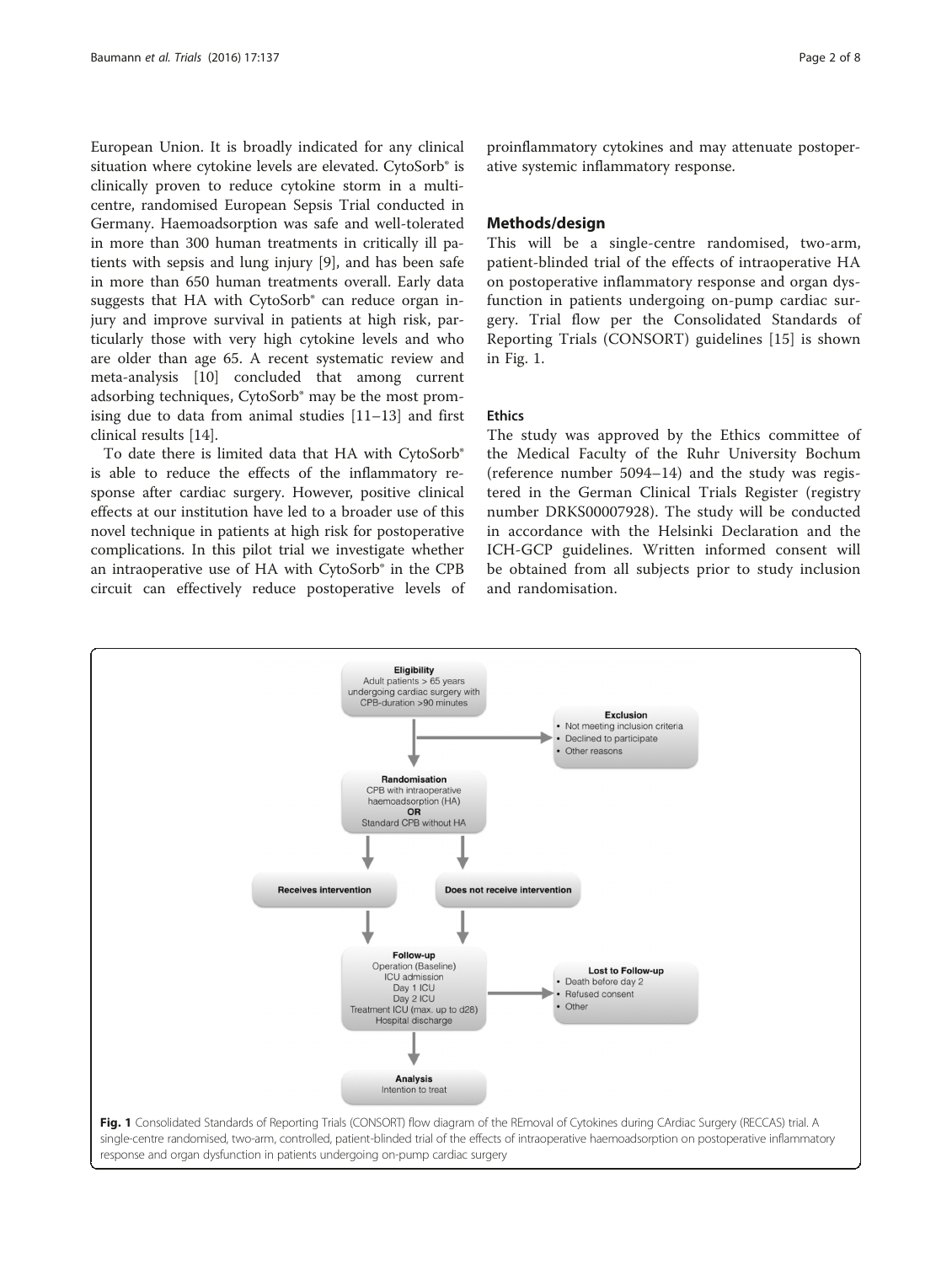European Union. It is broadly indicated for any clinical situation where cytokine levels are elevated. CytoSorb® is clinically proven to reduce cytokine storm in a multicentre, randomised European Sepsis Trial conducted in Germany. Haemoadsorption was safe and well-tolerated in more than 300 human treatments in critically ill patients with sepsis and lung injury [9], and has been safe in more than 650 human treatments overall. Early data suggests that HA with CytoSorb® can reduce organ injury and improve survival in patients at high risk, particularly those with very high cytokine levels and who are older than age 65. A recent systematic review and meta-analysis [10] concluded that among current adsorbing techniques, CytoSorb® may be the most promising due to data from animal studies [11–13] and first clinical results [14].

To date there is limited data that HA with CytoSorb® is able to reduce the effects of the inflammatory response after cardiac surgery. However, positive clinical effects at our institution have led to a broader use of this novel technique in patients at high risk for postoperative complications. In this pilot trial we investigate whether an intraoperative use of HA with CytoSorb® in the CPB circuit can effectively reduce postoperative levels of proinflammatory cytokines and may attenuate postoperative systemic inflammatory response.

## Methods/design

This will be a single-centre randomised, two-arm, patient-blinded trial of the effects of intraoperative HA on postoperative inflammatory response and organ dysfunction in patients undergoing on-pump cardiac surgery. Trial flow per the Consolidated Standards of Reporting Trials (CONSORT) guidelines [15] is shown in Fig. 1.

### Ethics

The study was approved by the Ethics committee of the Medical Faculty of the Ruhr University Bochum (reference number 5094–14) and the study was registered in the German Clinical Trials Register (registry number DRKS00007928). The study will be conducted in accordance with the Helsinki Declaration and the ICH-GCP guidelines. Written informed consent will be obtained from all subjects prior to study inclusion and randomisation.

**Eligibility**
Adult patients > 65 years undergoing cardiac surgery with CPB-duration >90 minutes

**Exclusion**
- Not meeting inclusion criteria
- Declined to participate
- Other reasons

**Randomisation**
CPB with intraoperative haemoadsorption (HA)
**OR**
Standard CPB without HA

**Receives intervention** | **Does not receive intervention**

**Follow-up**
Operation (Baseline)
ICU admission
Day 1 ICU
Day 2 ICU
Treatment ICU (max. up to d28)
Hospital discharge

**Lost to Follow-up**
- Death before day 2
- Refused consent
- Other

**Analysis**
Intention to treat

**Fig. 1** Consolidated Standards of Reporting Trials (CONSORT) flow diagram of the REmoval of Cytokines during CArdiac Surgery (RECCAS) trial. A single-centre randomised, two-arm, controlled, patient-blinded trial of the effects of intraoperative haemoadsorption on postoperative inflammatory response and organ dysfunction in patients undergoing on-pump cardiac surgery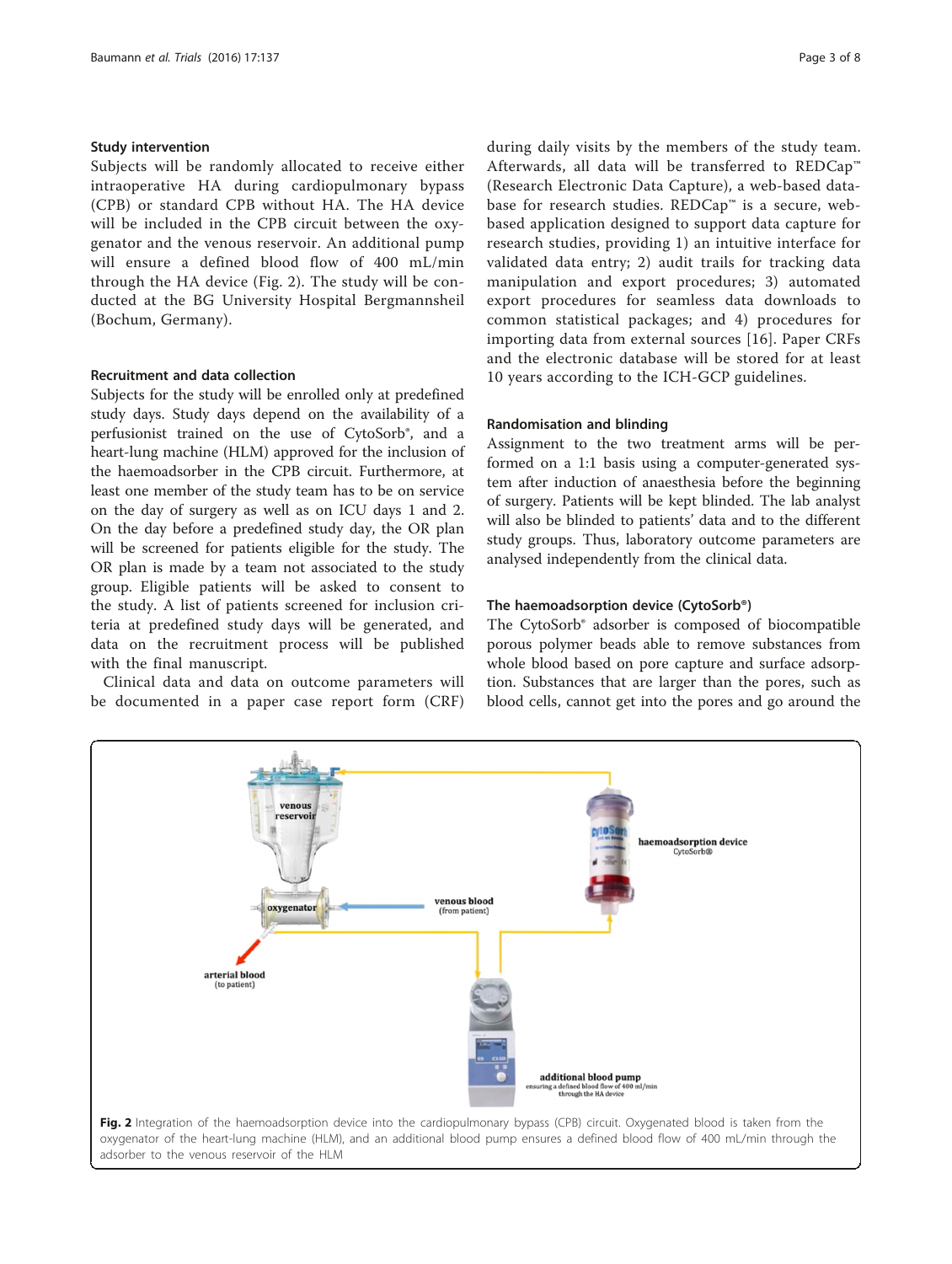### Study intervention

Subjects will be randomly allocated to receive either intraoperative HA during cardiopulmonary bypass (CPB) or standard CPB without HA. The HA device will be included in the CPB circuit between the oxygenator and the venous reservoir. An additional pump will ensure a defined blood flow of 400 mL/min through the HA device (Fig. 2). The study will be conducted at the BG University Hospital Bergmannsheil (Bochum, Germany).

### Recruitment and data collection

Subjects for the study will be enrolled only at predefined study days. Study days depend on the availability of a perfusionist trained on the use of CytoSorb®, and a heart-lung machine (HLM) approved for the inclusion of the haemoadsorber in the CPB circuit. Furthermore, at least one member of the study team has to be on service on the day of surgery as well as on ICU days 1 and 2. On the day before a predefined study day, the OR plan will be screened for patients eligible for the study. The OR plan is made by a team not associated to the study group. Eligible patients will be asked to consent to the study. A list of patients screened for inclusion criteria at predefined study days will be generated, and data on the recruitment process will be published with the final manuscript.

Clinical data and data on outcome parameters will be documented in a paper case report form (CRF) during daily visits by the members of the study team. Afterwards, all data will be transferred to REDCap™ (Research Electronic Data Capture), a web-based database for research studies. REDCap™ is a secure, web-based application designed to support data capture for research studies, providing 1) an intuitive interface for validated data entry; 2) audit trails for tracking data manipulation and export procedures; 3) automated export procedures for seamless data downloads to common statistical packages; and 4) procedures for importing data from external sources [16]. Paper CRFs and the electronic database will be stored for at least 10 years according to the ICH-GCP guidelines.

### Randomisation and blinding

Assignment to the two treatment arms will be performed on a 1:1 basis using a computer-generated system after induction of anaesthesia before the beginning of surgery. Patients will be kept blinded. The lab analyst will also be blinded to patients' data and to the different study groups. Thus, laboratory outcome parameters are analysed independently from the clinical data.

### The haemoadsorption device (CytoSorb®)

The CytoSorb® adsorber is composed of biocompatible porous polymer beads able to remove substances from whole blood based on pore capture and surface adsorption. Substances that are larger than the pores, such as blood cells, cannot get into the pores and go around the

**Fig. 2** Integration of the haemoadsorption device into the cardiopulmonary bypass (CPB) circuit. Oxygenated blood is taken from the oxygenator of the heart-lung machine (HLM), and an additional blood pump ensures a defined blood flow of 400 mL/min through the adsorber to the venous reservoir of the HLM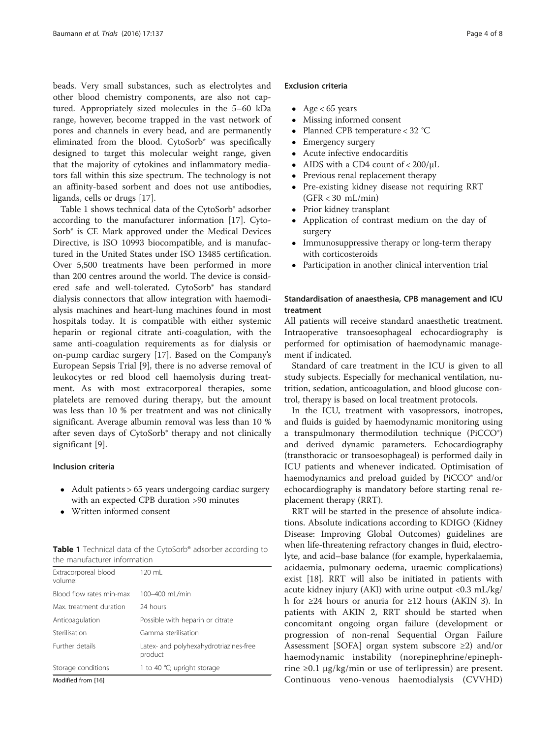beads. Very small substances, such as electrolytes and other blood chemistry components, are also not captured. Appropriately sized molecules in the 5–60 kDa range, however, become trapped in the vast network of pores and channels in every bead, and are permanently eliminated from the blood. CytoSorb® was specifically designed to target this molecular weight range, given that the majority of cytokines and inflammatory mediators fall within this size spectrum. The technology is not an affinity-based sorbent and does not use antibodies, ligands, cells or drugs [17].

Table 1 shows technical data of the CytoSorb® adsorber according to the manufacturer information [17]. CytoSorb® is CE Mark approved under the Medical Devices Directive, is ISO 10993 biocompatible, and is manufactured in the United States under ISO 13485 certification. Over 5,500 treatments have been performed in more than 200 centres around the world. The device is considered safe and well-tolerated. CytoSorb® has standard dialysis connectors that allow integration with haemodialysis machines and heart-lung machines found in most hospitals today. It is compatible with either systemic heparin or regional citrate anti-coagulation, with the same anti-coagulation requirements as for dialysis or on-pump cardiac surgery [17]. Based on the Company's European Sepsis Trial [9], there is no adverse removal of leukocytes or red blood cell haemolysis during treatment. As with most extracorporeal therapies, some platelets are removed during therapy, but the amount was less than 10 % per treatment and was not clinically significant. Average albumin removal was less than 10 % after seven days of CytoSorb® therapy and not clinically significant [9].

### Inclusion criteria

- Adult patients > 65 years undergoing cardiac surgery with an expected CPB duration >90 minutes
- Written informed consent

**Table 1** Technical data of the CytoSorb® adsorber according to the manufacturer information

| | |
|---|---|
| Extracorporeal blood volume: | 120 mL |
| Blood flow rates min-max | 100–400 mL/min |
| Max. treatment duration | 24 hours |
| Anticoagulation | Possible with heparin or citrate |
| Sterilisation | Gamma sterilisation |
| Further details | Latex- and polyhexahydrotriazines-free product |
| Storage conditions | 1 to 40 °C; upright storage |

Modified from [16]

### Exclusion criteria

- Age < 65 years
- Missing informed consent
- Planned CPB temperature < 32 °C
- Emergency surgery
- Acute infective endocarditis
- AIDS with a CD4 count of < 200/μL
- Previous renal replacement therapy
- Pre-existing kidney disease not requiring RRT (GFR < 30 mL/min)
- Prior kidney transplant
- Application of contrast medium on the day of surgery
- Immunosuppressive therapy or long-term therapy with corticosteroids
- Participation in another clinical intervention trial

### Standardisation of anaesthesia, CPB management and ICU treatment

All patients will receive standard anaesthetic treatment. Intraoperative transoesophageal echocardiography is performed for optimisation of haemodynamic management if indicated.

Standard of care treatment in the ICU is given to all study subjects. Especially for mechanical ventilation, nutrition, sedation, anticoagulation, and blood glucose control, therapy is based on local treatment protocols.

In the ICU, treatment with vasopressors, inotropes, and fluids is guided by haemodynamic monitoring using a transpulmonary thermodilution technique (PiCCO®) and derived dynamic parameters. Echocardiography (transthoracic or transoesophageal) is performed daily in ICU patients and whenever indicated. Optimisation of haemodynamics and preload guided by PiCCO® and/or echocardiography is mandatory before starting renal replacement therapy (RRT).

RRT will be started in the presence of absolute indications. Absolute indications according to KDIGO (Kidney Disease: Improving Global Outcomes) guidelines are when life-threatening refractory changes in fluid, electrolyte, and acid–base balance (for example, hyperkalaemia, acidaemia, pulmonary oedema, uraemic complications) exist [18]. RRT will also be initiated in patients with acute kidney injury (AKI) with urine output <0.3 mL/kg/h for ≥24 hours or anuria for ≥12 hours (AKIN 3). In patients with AKIN 2, RRT should be started when concomitant ongoing organ failure (development or progression of non-renal Sequential Organ Failure Assessment [SOFA] organ system subscore ≥2) and/or haemodynamic instability (norepinephrine/epinephrine ≥0.1 μg/kg/min or use of terlipressin) are present. Continuous veno-venous haemodialysis (CVVHD)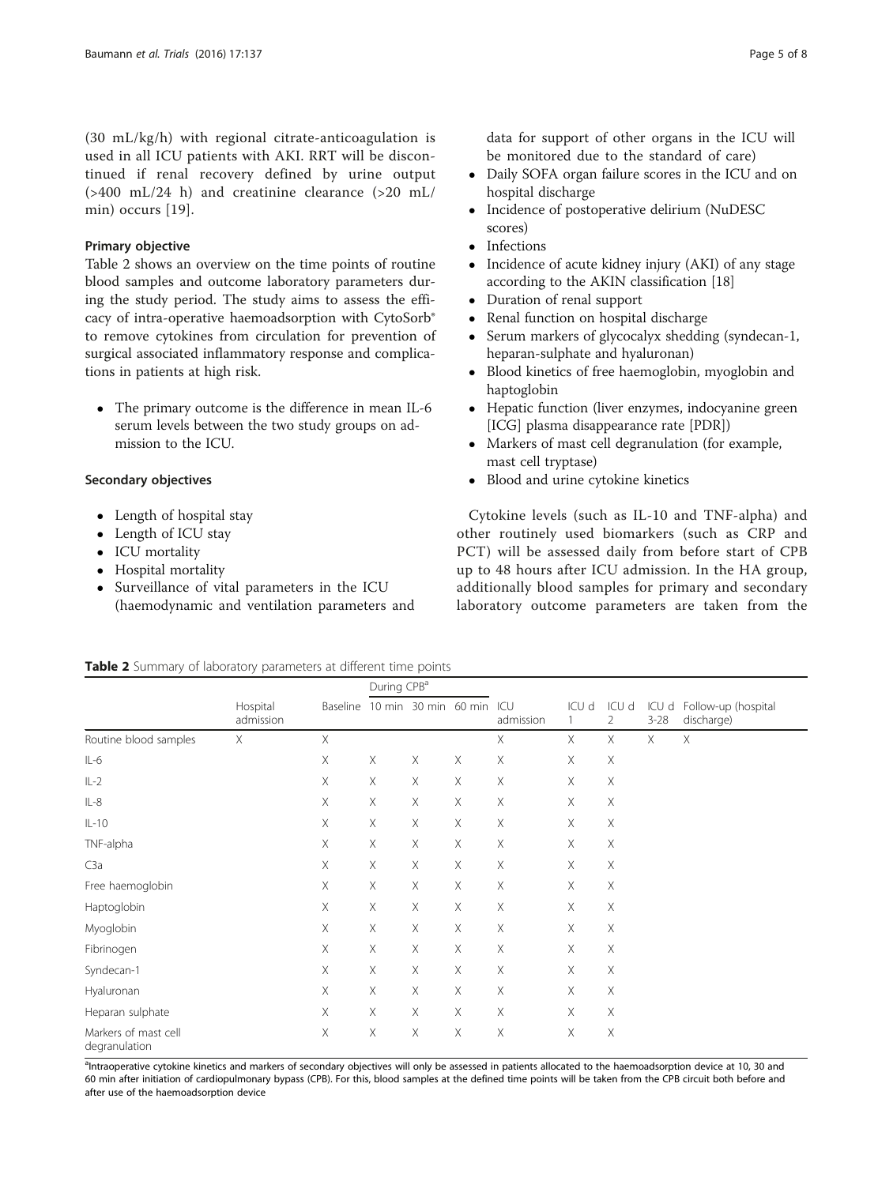(30 mL/kg/h) with regional citrate-anticoagulation is used in all ICU patients with AKI. RRT will be discontinued if renal recovery defined by urine output (>400 mL/24 h) and creatinine clearance (>20 mL/min) occurs [19].

### Primary objective

Table 2 shows an overview on the time points of routine blood samples and outcome laboratory parameters during the study period. The study aims to assess the efficacy of intra-operative haemoadsorption with CytoSorb® to remove cytokines from circulation for prevention of surgical associated inflammatory response and complications in patients at high risk.

- The primary outcome is the difference in mean IL-6 serum levels between the two study groups on admission to the ICU.

### Secondary objectives

- Length of hospital stay
- Length of ICU stay
- ICU mortality
- Hospital mortality
- Surveillance of vital parameters in the ICU (haemodynamic and ventilation parameters and data for support of other organs in the ICU will be monitored due to the standard of care)
- Daily SOFA organ failure scores in the ICU and on hospital discharge
- Incidence of postoperative delirium (NuDESC scores)
- Infections
- Incidence of acute kidney injury (AKI) of any stage according to the AKIN classification [18]
- Duration of renal support
- Renal function on hospital discharge
- Serum markers of glycocalyx shedding (syndecan-1, heparan-sulphate and hyaluronan)
- Blood kinetics of free haemoglobin, myoglobin and haptoglobin
- Hepatic function (liver enzymes, indocyanine green [ICG] plasma disappearance rate [PDR])
- Markers of mast cell degranulation (for example, mast cell tryptase)
- Blood and urine cytokine kinetics

Cytokine levels (such as IL-10 and TNF-alpha) and other routinely used biomarkers (such as CRP and PCT) will be assessed daily from before start of CPB up to 48 hours after ICU admission. In the HA group, additionally blood samples for primary and secondary laboratory outcome parameters are taken from the

**Table 2** Summary of laboratory parameters at different time points

| | Hospital admission | Baseline | During CPB[a] | | | ICU admission | ICU d 1 | ICU d 2 | ICU d 3-28 | Follow-up (hospital discharge) |
|---|---|---|---|---|---|---|---|---|---|---|
| | | | 10 min | 30 min | 60 min | | | | | |
| Routine blood samples | X | X | | | | X | X | X | X | X |
| IL-6 | | X | X | X | X | X | X | X | | |
| IL-2 | | X | X | X | X | X | X | X | | |
| IL-8 | | X | X | X | X | X | X | X | | |
| IL-10 | | X | X | X | X | X | X | X | | |
| TNF-alpha | | X | X | X | X | X | X | X | | |
| C3a | | X | X | X | X | X | X | X | | |
| Free haemoglobin | | X | X | X | X | X | X | X | | |
| Haptoglobin | | X | X | X | X | X | X | X | | |
| Myoglobin | | X | X | X | X | X | X | X | | |
| Fibrinogen | | X | X | X | X | X | X | X | | |
| Syndecan-1 | | X | X | X | X | X | X | X | | |
| Hyaluronan | | X | X | X | X | X | X | X | | |
| Heparan sulphate | | X | X | X | X | X | X | X | | |
| Markers of mast cell degranulation | | X | X | X | X | X | X | X | | |

[a]Intraoperative cytokine kinetics and markers of secondary objectives will only be assessed in patients allocated to the haemoadsorption device at 10, 30 and 60 min after initiation of cardiopulmonary bypass (CPB). For this, blood samples at the defined time points will be taken from the CPB circuit both before and after use of the haemoadsorption device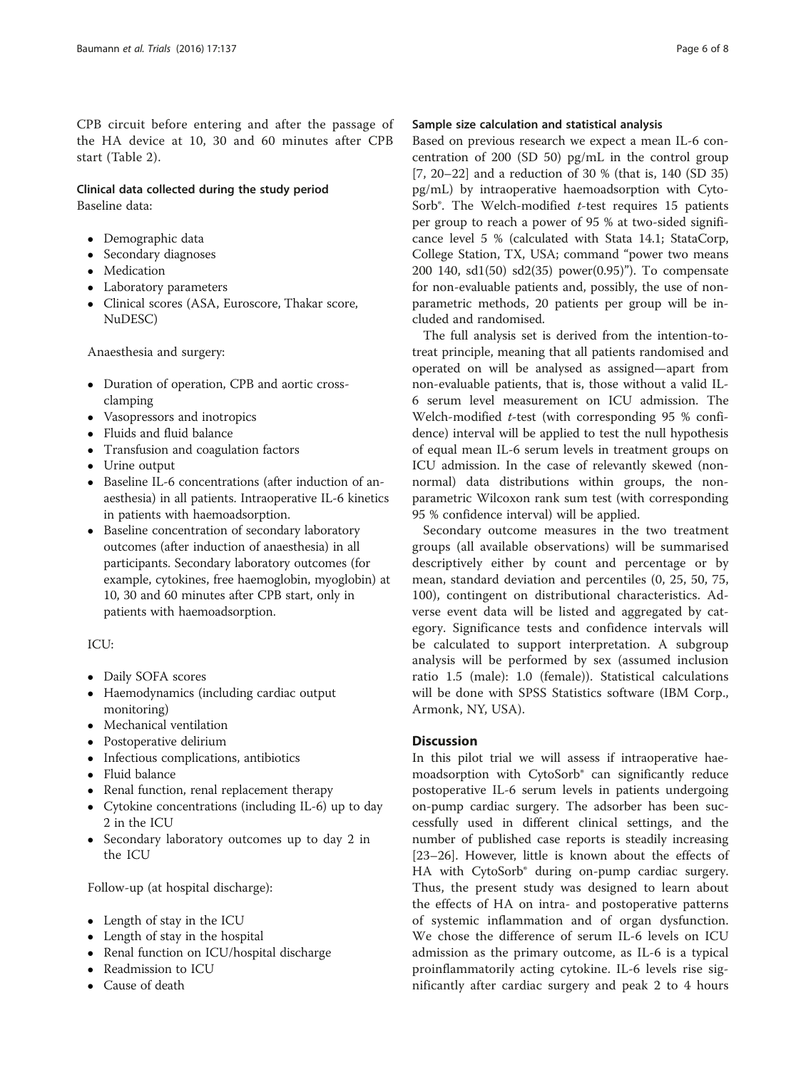CPB circuit before entering and after the passage of the HA device at 10, 30 and 60 minutes after CPB start (Table 2).

### Clinical data collected during the study period

Baseline data:

- Demographic data
- Secondary diagnoses
- Medication
- Laboratory parameters
- Clinical scores (ASA, Euroscore, Thakar score, NuDESC)

Anaesthesia and surgery:

- Duration of operation, CPB and aortic cross-clamping
- Vasopressors and inotropics
- Fluids and fluid balance
- Transfusion and coagulation factors
- Urine output
- Baseline IL-6 concentrations (after induction of anaesthesia) in all patients. Intraoperative IL-6 kinetics in patients with haemoadsorption.
- Baseline concentration of secondary laboratory outcomes (after induction of anaesthesia) in all participants. Secondary laboratory outcomes (for example, cytokines, free haemoglobin, myoglobin) at 10, 30 and 60 minutes after CPB start, only in patients with haemoadsorption.

ICU:

- Daily SOFA scores
- Haemodynamics (including cardiac output monitoring)
- Mechanical ventilation
- Postoperative delirium
- Infectious complications, antibiotics
- Fluid balance
- Renal function, renal replacement therapy
- Cytokine concentrations (including IL-6) up to day 2 in the ICU
- Secondary laboratory outcomes up to day 2 in the ICU

Follow-up (at hospital discharge):

- Length of stay in the ICU
- Length of stay in the hospital
- Renal function on ICU/hospital discharge
- Readmission to ICU
- Cause of death

### Sample size calculation and statistical analysis

Based on previous research we expect a mean IL-6 concentration of 200 (SD 50) pg/mL in the control group [7, 20–22] and a reduction of 30 % (that is, 140 (SD 35) pg/mL) by intraoperative haemoadsorption with CytoSorb®. The Welch-modified *t*-test requires 15 patients per group to reach a power of 95 % at two-sided significance level 5 % (calculated with Stata 14.1; StataCorp, College Station, TX, USA; command "power two means 200 140, sd1(50) sd2(35) power(0.95)"). To compensate for non-evaluable patients and, possibly, the use of nonparametric methods, 20 patients per group will be included and randomised.

The full analysis set is derived from the intention-to-treat principle, meaning that all patients randomised and operated on will be analysed as assigned—apart from non-evaluable patients, that is, those without a valid IL-6 serum level measurement on ICU admission. The Welch-modified *t*-test (with corresponding 95 % confidence) interval will be applied to test the null hypothesis of equal mean IL-6 serum levels in treatment groups on ICU admission. In the case of relevantly skewed (non-normal) data distributions within groups, the non-parametric Wilcoxon rank sum test (with corresponding 95 % confidence interval) will be applied.

Secondary outcome measures in the two treatment groups (all available observations) will be summarised descriptively either by count and percentage or by mean, standard deviation and percentiles (0, 25, 50, 75, 100), contingent on distributional characteristics. Adverse event data will be listed and aggregated by category. Significance tests and confidence intervals will be calculated to support interpretation. A subgroup analysis will be performed by sex (assumed inclusion ratio 1.5 (male): 1.0 (female)). Statistical calculations will be done with SPSS Statistics software (IBM Corp., Armonk, NY, USA).

## Discussion

In this pilot trial we will assess if intraoperative haemoadsorption with CytoSorb® can significantly reduce postoperative IL-6 serum levels in patients undergoing on-pump cardiac surgery. The adsorber has been successfully used in different clinical settings, and the number of published case reports is steadily increasing [23–26]. However, little is known about the effects of HA with CytoSorb® during on-pump cardiac surgery. Thus, the present study was designed to learn about the effects of HA on intra- and postoperative patterns of systemic inflammation and of organ dysfunction. We chose the difference of serum IL-6 levels on ICU admission as the primary outcome, as IL-6 is a typical proinflammatorily acting cytokine. IL-6 levels rise significantly after cardiac surgery and peak 2 to 4 hours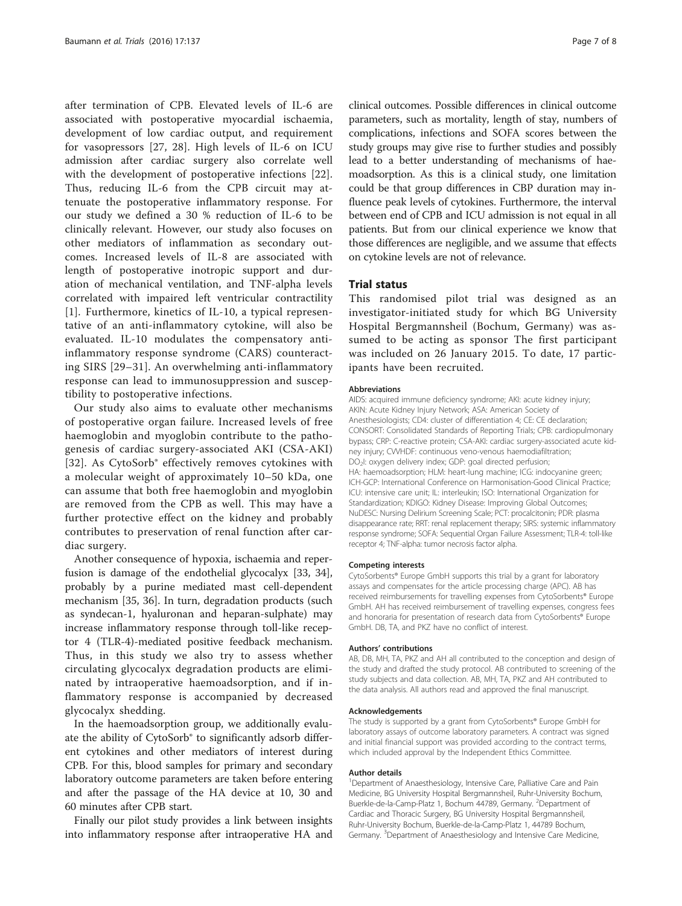after termination of CPB. Elevated levels of IL-6 are associated with postoperative myocardial ischaemia, development of low cardiac output, and requirement for vasopressors [27, 28]. High levels of IL-6 on ICU admission after cardiac surgery also correlate well with the development of postoperative infections [22]. Thus, reducing IL-6 from the CPB circuit may attenuate the postoperative inflammatory response. For our study we defined a 30 % reduction of IL-6 to be clinically relevant. However, our study also focuses on other mediators of inflammation as secondary outcomes. Increased levels of IL-8 are associated with length of postoperative inotropic support and duration of mechanical ventilation, and TNF-alpha levels correlated with impaired left ventricular contractility [1]. Furthermore, kinetics of IL-10, a typical representative of an anti-inflammatory cytokine, will also be evaluated. IL-10 modulates the compensatory anti-inflammatory response syndrome (CARS) counteracting SIRS [29–31]. An overwhelming anti-inflammatory response can lead to immunosuppression and susceptibility to postoperative infections.

Our study also aims to evaluate other mechanisms of postoperative organ failure. Increased levels of free haemoglobin and myoglobin contribute to the pathogenesis of cardiac surgery-associated AKI (CSA-AKI) [32]. As CytoSorb® effectively removes cytokines with a molecular weight of approximately 10–50 kDa, one can assume that both free haemoglobin and myoglobin are removed from the CPB as well. This may have a further protective effect on the kidney and probably contributes to preservation of renal function after cardiac surgery.

Another consequence of hypoxia, ischaemia and reperfusion is damage of the endothelial glycocalyx [33, 34], probably by a purine mediated mast cell-dependent mechanism [35, 36]. In turn, degradation products (such as syndecan-1, hyaluronan and heparan-sulphate) may increase inflammatory response through toll-like receptor 4 (TLR-4)-mediated positive feedback mechanism. Thus, in this study we also try to assess whether circulating glycocalyx degradation products are eliminated by intraoperative haemoadsorption, and if inflammatory response is accompanied by decreased glycocalyx shedding.

In the haemoadsorption group, we additionally evaluate the ability of CytoSorb® to significantly adsorb different cytokines and other mediators of interest during CPB. For this, blood samples for primary and secondary laboratory outcome parameters are taken before entering and after the passage of the HA device at 10, 30 and 60 minutes after CPB start.

Finally our pilot study provides a link between insights into inflammatory response after intraoperative HA and clinical outcomes. Possible differences in clinical outcome parameters, such as mortality, length of stay, numbers of complications, infections and SOFA scores between the study groups may give rise to further studies and possibly lead to a better understanding of mechanisms of haemoadsorption. As this is a clinical study, one limitation could be that group differences in CBP duration may influence peak levels of cytokines. Furthermore, the interval between end of CPB and ICU admission is not equal in all patients. But from our clinical experience we know that those differences are negligible, and we assume that effects on cytokine levels are not of relevance.

## Trial status

This randomised pilot trial was designed as an investigator-initiated study for which BG University Hospital Bergmannsheil (Bochum, Germany) was assumed to be acting as sponsor The first participant was included on 26 January 2015. To date, 17 participants have been recruited.

#### Abbreviations

AIDS: acquired immune deficiency syndrome; AKI: acute kidney injury; AKIN: Acute Kidney Injury Network; ASA: American Society of Anesthesiologists; CD4: cluster of differentiation 4; CE: CE declaration; CONSORT: Consolidated Standards of Reporting Trials; CPB: cardiopulmonary bypass; CRP: C-reactive protein; CSA-AKI: cardiac surgery-associated acute kidney injury; CVVHDF: continuous veno-venous haemodiafiltration; $DO_2I$: oxygen delivery index; GDP: goal directed perfusion; HA: haemoadsorption; HLM: heart-lung machine; ICG: indocyanine green; ICH-GCP: International Conference on Harmonisation-Good Clinical Practice; ICU: intensive care unit; IL: interleukin; ISO: International Organization for Standardization; KDIGO: Kidney Disease: Improving Global Outcomes; NuDESC: Nursing Delirium Screening Scale; PCT: procalcitonin; PDR: plasma disappearance rate; RRT: renal replacement therapy; SIRS: systemic inflammatory response syndrome; SOFA: Sequential Organ Failure Assessment; TLR-4: toll-like receptor 4; TNF-alpha: tumor necrosis factor alpha.

#### Competing interests

CytoSorbents® Europe GmbH supports this trial by a grant for laboratory assays and compensates for the article processing charge (APC). AB has received reimbursements for travelling expenses from CytoSorbents® Europe GmbH. AH has received reimbursement of travelling expenses, congress fees and honoraria for presentation of research data from CytoSorbents® Europe GmbH. DB, TA, and PKZ have no conflict of interest.

#### Authors' contributions

AB, DB, MH, TA, PKZ and AH all contributed to the conception and design of the study and drafted the study protocol. AB contributed to screening of the study subjects and data collection. AB, MH, TA, PKZ and AH contributed to the data analysis. All authors read and approved the final manuscript.

#### Acknowledgements

The study is supported by a grant from CytoSorbents® Europe GmbH for laboratory assays of outcome laboratory parameters. A contract was signed and initial financial support was provided according to the contract terms, which included approval by the Independent Ethics Committee.

#### Author details

[1]Department of Anaesthesiology, Intensive Care, Palliative Care and Pain Medicine, BG University Hospital Bergmannsheil, Ruhr-University Bochum, Buerkle-de-la-Camp-Platz 1, Bochum 44789, Germany. [2]Department of Cardiac and Thoracic Surgery, BG University Hospital Bergmannsheil, Ruhr-University Bochum, Buerkle-de-la-Camp-Platz 1, 44789 Bochum, Germany. [3]Department of Anaesthesiology and Intensive Care Medicine,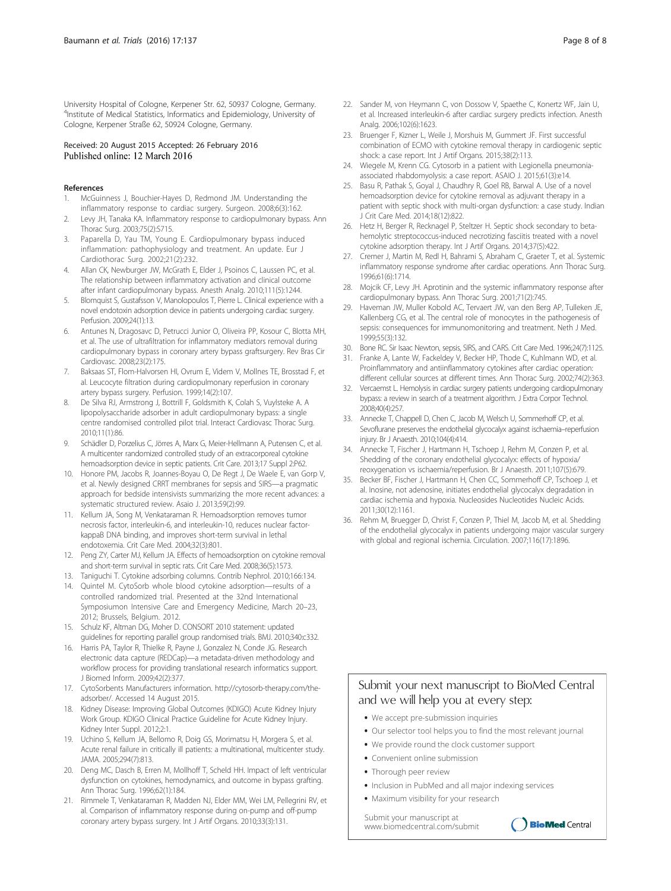University Hospital of Cologne, Kerpener Str. 62, 50937 Cologne, Germany. [4]Institute of Medical Statistics, Informatics and Epidemiology, University of Cologne, Kerpener Straße 62, 50924 Cologne, Germany.

Received: 20 August 2015 Accepted: 26 February 2016
Published online: 12 March 2016

## References

1. McGuinness J, Bouchier-Hayes D, Redmond JM. Understanding the inflammatory response to cardiac surgery. Surgeon. 2008;6(3):162.
2. Levy JH, Tanaka KA. Inflammatory response to cardiopulmonary bypass. Ann Thorac Surg. 2003;75(2):S715.
3. Paparella D, Yau TM, Young E. Cardiopulmonary bypass induced inflammation: pathophysiology and treatment. An update. Eur J Cardiothorac Surg. 2002;21(2):232.
4. Allan CK, Newburger JW, McGrath E, Elder J, Psoinos C, Laussen PC, et al. The relationship between inflammatory activation and clinical outcome after infant cardiopulmonary bypass. Anesth Analg. 2010;111(5):1244.
5. Blomquist S, Gustafsson V, Manolopoulos T, Pierre L. Clinical experience with a novel endotoxin adsorption device in patients undergoing cardiac surgery. Perfusion. 2009;24(1):13.
6. Antunes N, Dragosavc D, Petrucci Junior O, Oliveira PP, Kosour C, Blotta MH, et al. The use of ultrafiltration for inflammatory mediators removal during cardiopulmonary bypass in coronary artery bypass graftsurgery. Rev Bras Cir Cardiovasc. 2008;23(2):175.
7. Baksaas ST, Flom-Halvorsen HI, Ovrum E, Videm V, Mollnes TE, Brosstad F, et al. Leucocyte filtration during cardiopulmonary reperfusion in coronary artery bypass surgery. Perfusion. 1999;14(2):107.
8. De Silva RJ, Armstrong J, Bottrill F, Goldsmith K, Colah S, Vuylsteke A. A lipopolysaccharide adsorber in adult cardiopulmonary bypass: a single centre randomised controlled pilot trial. Interact Cardiovasc Thorac Surg. 2010;11(1):86.
9. Schädler D, Porzelius C, Jörres A, Marx G, Meier-Hellmann A, Putensen C, et al. A multicenter randomized controlled study of an extracorporeal cytokine hemoadsorption device in septic patients. Crit Care. 2013;17 Suppl 2:P62.
10. Honore PM, Jacobs R, Joannes-Boyau O, De Regt J, De Waele E, van Gorp V, et al. Newly designed CRRT membranes for sepsis and SIRS—a pragmatic approach for bedside intensivists summarizing the more recent advances: a systematic structured review. Asaio J. 2013;59(2):99.
11. Kellum JA, Song M, Venkataraman R. Hemoadsorption removes tumor necrosis factor, interleukin-6, and interleukin-10, reduces nuclear factor-kappaB DNA binding, and improves short-term survival in lethal endotoxemia. Crit Care Med. 2004;32(3):801.
12. Peng ZY, Carter MJ, Kellum JA. Effects of hemoadsorption on cytokine removal and short-term survival in septic rats. Crit Care Med. 2008;36(5):1573.
13. Taniguchi T. Cytokine adsorbing columns. Contrib Nephrol. 2010;166:134.
14. Quintel M. CytoSorb whole blood cytokine adsorption—results of a controlled randomized trial. Presented at the 32nd International Symposiumon Intensive Care and Emergency Medicine, March 20–23, 2012; Brussels, Belgium. 2012.
15. Schulz KF, Altman DG, Moher D. CONSORT 2010 statement: updated guidelines for reporting parallel group randomised trials. BMJ. 2010;340:c332.
16. Harris PA, Taylor R, Thielke R, Payne J, Gonzalez N, Conde JG. Research electronic data capture (REDCap)—a metadata-driven methodology and workflow process for providing translational research informatics support. J Biomed Inform. 2009;42(2):377.
17. CytoSorbents Manufacturers information. http://cytosorb-therapy.com/the-adsorber/. Accessed 14 August 2015.
18. Kidney Disease: Improving Global Outcomes (KDIGO) Acute Kidney Injury Work Group. KDIGO Clinical Practice Guideline for Acute Kidney Injury. Kidney Inter Suppl. 2012;2:1.
19. Uchino S, Kellum JA, Bellomo R, Doig GS, Morimatsu H, Morgera S, et al. Acute renal failure in critically ill patients: a multinational, multicenter study. JAMA. 2005;294(7):813.
20. Deng MC, Dasch B, Erren M, Mollhoff T, Scheld HH. Impact of left ventricular dysfunction on cytokines, hemodynamics, and outcome in bypass grafting. Ann Thorac Surg. 1996;62(1):184.
21. Rimmele T, Venkataraman R, Madden NJ, Elder MM, Wei LM, Pellegrini RV, et al. Comparison of inflammatory response during on-pump and off-pump coronary artery bypass surgery. Int J Artif Organs. 2010;33(3):131.
22. Sander M, von Heymann C, von Dossow V, Spaethe C, Konertz WF, Jain U, et al. Increased interleukin-6 after cardiac surgery predicts infection. Anesth Analg. 2006;102(6):1623.
23. Bruenger F, Kizner L, Weile J, Morshuis M, Gummert JF. First successful combination of ECMO with cytokine removal therapy in cardiogenic septic shock: a case report. Int J Artif Organs. 2015;38(2):113.
24. Wiegele M, Krenn CG. Cytosorb in a patient with Legionella pneumonia-associated rhabdomyolysis: a case report. ASAIO J. 2015;61(3):e14.
25. Basu R, Pathak S, Goyal J, Chaudhry R, Goel RB, Barwal A. Use of a novel hemoadsorption device for cytokine removal as adjuvant therapy in a patient with septic shock with multi-organ dysfunction: a case study. Indian J Crit Care Med. 2014;18(12):822.
26. Hetz H, Berger R, Recknagel P, Steltzer H. Septic shock secondary to beta-hemolytic streptococcus-induced necrotizing fasciitis treated with a novel cytokine adsorption therapy. Int J Artif Organs. 2014;37(5):422.
27. Cremer J, Martin M, Redl H, Bahrami S, Abraham C, Graeter T, et al. Systemic inflammatory response syndrome after cardiac operations. Ann Thorac Surg. 1996;61(6):1714.
28. Mojcik CF, Levy JH. Aprotinin and the systemic inflammatory response after cardiopulmonary bypass. Ann Thorac Surg. 2001;71(2):745.
29. Haveman JW, Muller Kobold AC, Tervaert JW, van den Berg AP, Tulleken JE, Kallenberg CG, et al. The central role of monocytes in the pathogenesis of sepsis: consequences for immunomonitoring and treatment. Neth J Med. 1999;55(3):132.
30. Bone RC. Sir Isaac Newton, sepsis, SIRS, and CARS. Crit Care Med. 1996;24(7):1125.
31. Franke A, Lante W, Fackeldey V, Becker HP, Thode C, Kuhlmann WD, et al. Proinflammatory and antiinflammatory cytokines after cardiac operation: different cellular sources at different times. Ann Thorac Surg. 2002;74(2):363.
32. Vercaemst L. Hemolysis in cardiac surgery patients undergoing cardiopulmonary bypass: a review in search of a treatment algorithm. J Extra Corpor Technol. 2008;40(4):257.
33. Annecke T, Chappell D, Chen C, Jacob M, Welsch U, Sommerhoff CP, et al. Sevoflurane preserves the endothelial glycocalyx against ischaemia–reperfusion injury. Br J Anaesth. 2010;104(4):414.
34. Annecke T, Fischer J, Hartmann H, Tschoep J, Rehm M, Conzen P, et al. Shedding of the coronary endothelial glycocalyx: effects of hypoxia/reoxygenation vs ischaemia/reperfusion. Br J Anaesth. 2011;107(5):679.
35. Becker BF, Fischer J, Hartmann H, Chen CC, Sommerhoff CP, Tschoep J, et al. Inosine, not adenosine, initiates endothelial glycocalyx degradation in cardiac ischemia and hypoxia. Nucleosides Nucleotides Nucleic Acids. 2011;30(12):1161.
36. Rehm M, Bruegger D, Christ F, Conzen P, Thiel M, Jacob M, et al. Shedding of the endothelial glycocalyx in patients undergoing major vascular surgery with global and regional ischemia. Circulation. 2007;116(17):1896.

Submit your next manuscript to BioMed Central and we will help you at every step:

- We accept pre-submission inquiries
- Our selector tool helps you to find the most relevant journal
- We provide round the clock customer support
- Convenient online submission
- Thorough peer review
- Inclusion in PubMed and all major indexing services
- Maximum visibility for your research

Submit your manuscript at www.biomedcentral.com/submit

BioMed Central